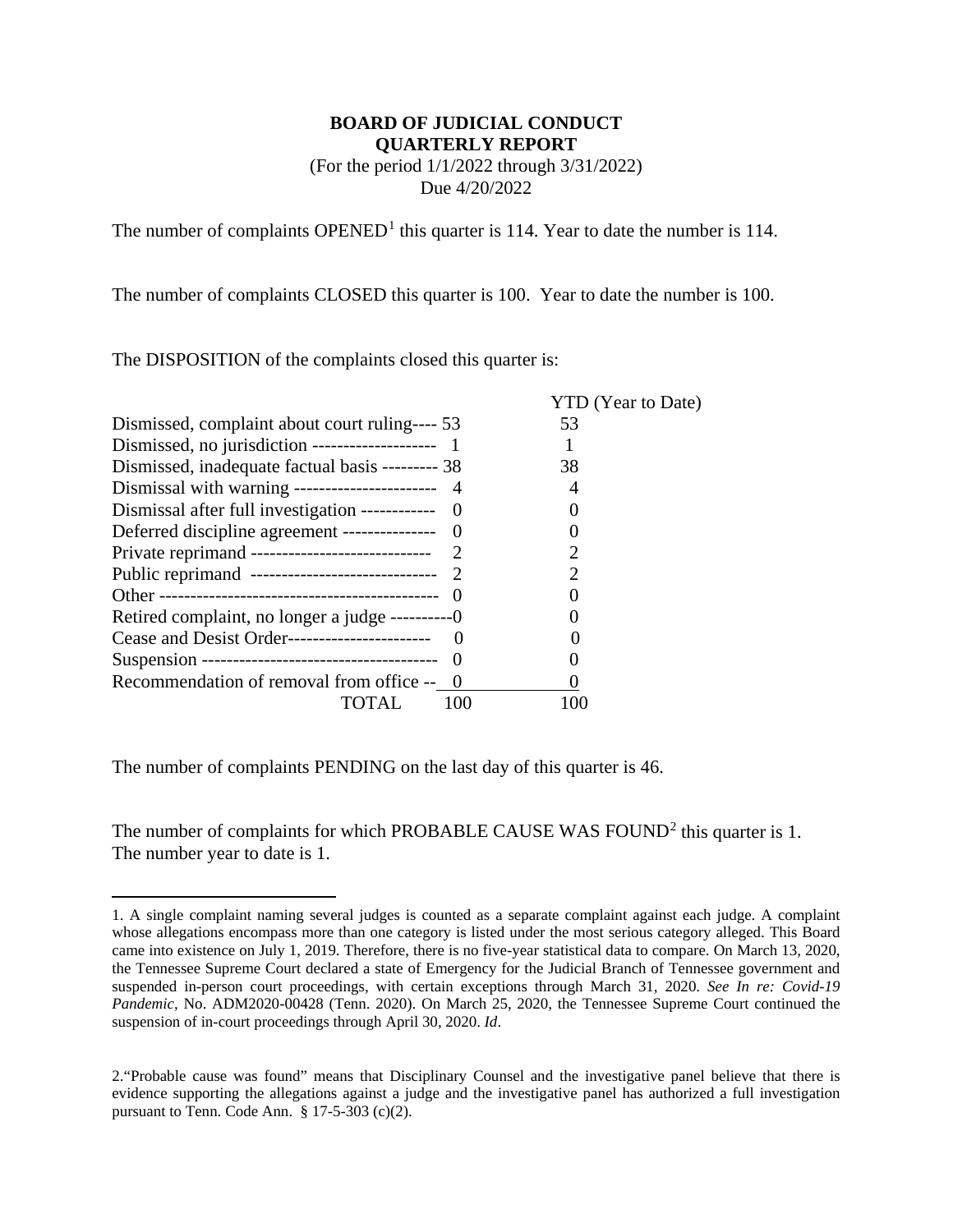**BOARD OF JUDICIAL CONDUCT**
**QUARTERLY REPORT**
(For the period 1/1/2022 through 3/31/2022)
Due 4/20/2022

The number of complaints OPENED[1] this quarter is 114. Year to date the number is 114.

The number of complaints CLOSED this quarter is 100. Year to date the number is 100.

The DISPOSITION of the complaints closed this quarter is:

| Disposition | This Quarter | YTD (Year to Date) |
|---|---|---|
| Dismissed, complaint about court ruling | 53 | 53 |
| Dismissed, no jurisdiction | 1 | 1 |
| Dismissed, inadequate factual basis | 38 | 38 |
| Dismissal with warning | 4 | 4 |
| Dismissal after full investigation | 0 | 0 |
| Deferred discipline agreement | 0 | 0 |
| Private reprimand | 2 | 2 |
| Public reprimand | 2 | 2 |
| Other | 0 | 0 |
| Retired complaint, no longer a judge | 0 | 0 |
| Cease and Desist Order | 0 | 0 |
| Suspension | 0 | 0 |
| Recommendation of removal from office | 0 | 0 |
| TOTAL | 100 | 100 |

The number of complaints PENDING on the last day of this quarter is 46.

The number of complaints for which PROBABLE CAUSE WAS FOUND[2] this quarter is 1. The number year to date is 1.

---

1. A single complaint naming several judges is counted as a separate complaint against each judge. A complaint whose allegations encompass more than one category is listed under the most serious category alleged. This Board came into existence on July 1, 2019. Therefore, there is no five-year statistical data to compare. On March 13, 2020, the Tennessee Supreme Court declared a state of Emergency for the Judicial Branch of Tennessee government and suspended in-person court proceedings, with certain exceptions through March 31, 2020. *See In re: Covid-19 Pandemic*, No. ADM2020-00428 (Tenn. 2020). On March 25, 2020, the Tennessee Supreme Court continued the suspension of in-court proceedings through April 30, 2020. *Id*.

2. "Probable cause was found" means that Disciplinary Counsel and the investigative panel believe that there is evidence supporting the allegations against a judge and the investigative panel has authorized a full investigation pursuant to Tenn. Code Ann. § 17-5-303 (c)(2).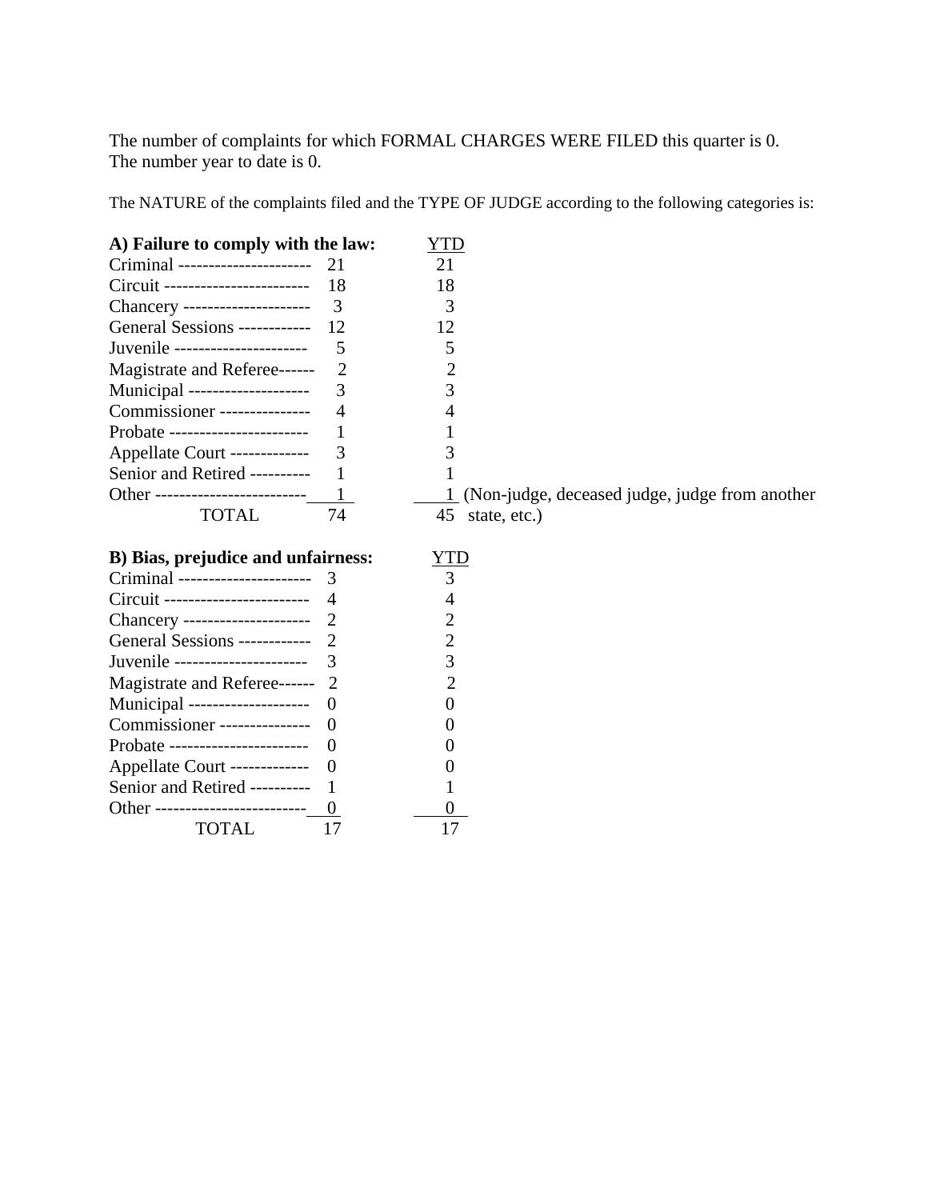The number of complaints for which FORMAL CHARGES WERE FILED this quarter is 0. The number year to date is 0.

The NATURE of the complaints filed and the TYPE OF JUDGE according to the following categories is:

**A) Failure to comply with the law:**

| | | YTD |
|---|---|---|
| Criminal | 21 | 21 |
| Circuit | 18 | 18 |
| Chancery | 3 | 3 |
| General Sessions | 12 | 12 |
| Juvenile | 5 | 5 |
| Magistrate and Referee | 2 | 2 |
| Municipal | 3 | 3 |
| Commissioner | 4 | 4 |
| Probate | 1 | 1 |
| Appellate Court | 3 | 3 |
| Senior and Retired | 1 | 1 |
| Other | 1 | 1 (Non-judge, deceased judge, judge from another state, etc.) |
| TOTAL | 74 | 45 |

**B) Bias, prejudice and unfairness:**

| | | YTD |
|---|---|---|
| Criminal | 3 | 3 |
| Circuit | 4 | 4 |
| Chancery | 2 | 2 |
| General Sessions | 2 | 2 |
| Juvenile | 3 | 3 |
| Magistrate and Referee | 2 | 2 |
| Municipal | 0 | 0 |
| Commissioner | 0 | 0 |
| Probate | 0 | 0 |
| Appellate Court | 0 | 0 |
| Senior and Retired | 1 | 1 |
| Other | 0 | 0 |
| TOTAL | 17 | 17 |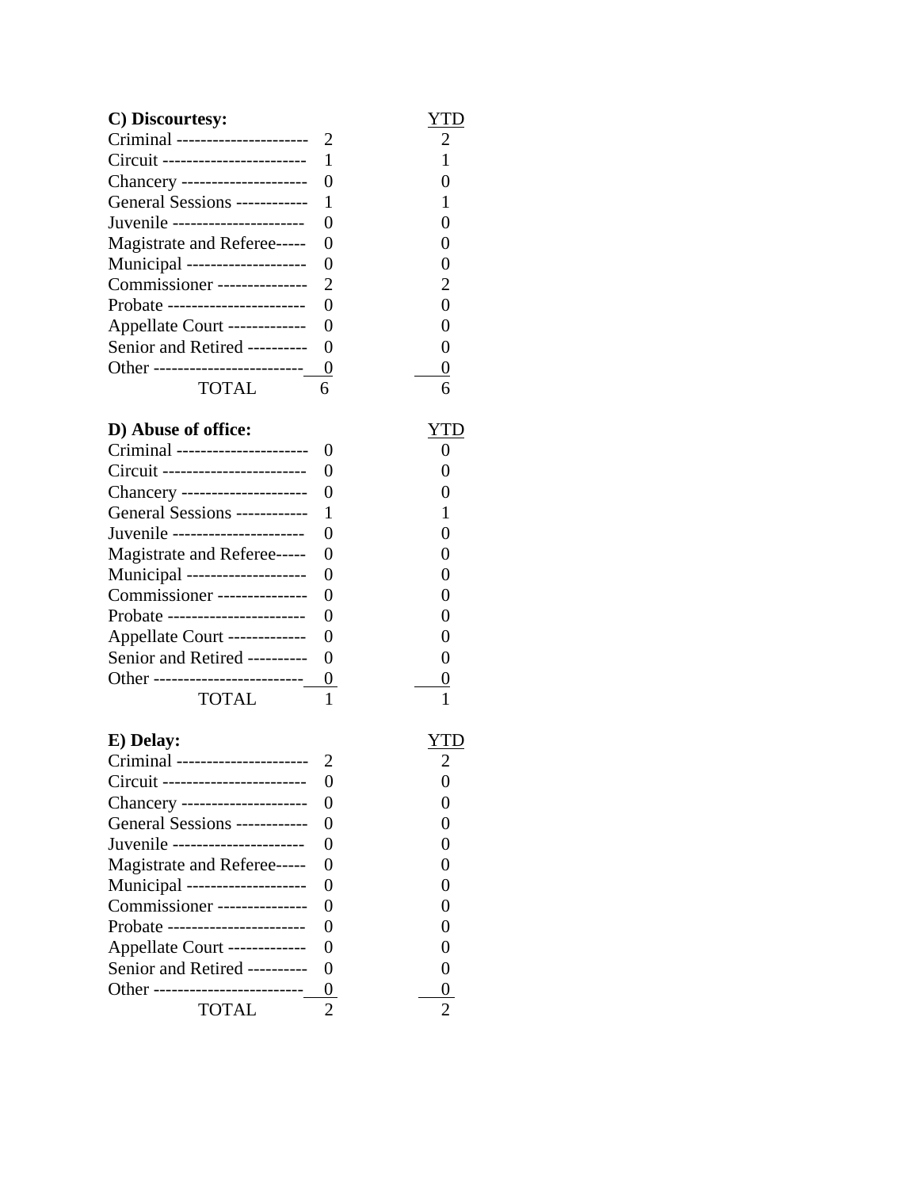**C) Discourtesy:**

| | | YTD |
|---|---|---|
| Criminal ---------------------- | 2 | 2 |
| Circuit ------------------------ | 1 | 1 |
| Chancery --------------------- | 0 | 0 |
| General Sessions ------------ | 1 | 1 |
| Juvenile ---------------------- | 0 | 0 |
| Magistrate and Referee----- | 0 | 0 |
| Municipal -------------------- | 0 | 0 |
| Commissioner --------------- | 2 | 2 |
| Probate ----------------------- | 0 | 0 |
| Appellate Court ------------- | 0 | 0 |
| Senior and Retired ---------- | 0 | 0 |
| Other ------------------------- | 0 | 0 |
| TOTAL | 6 | 6 |

**D) Abuse of office:**

| | | YTD |
|---|---|---|
| Criminal ---------------------- | 0 | 0 |
| Circuit ------------------------ | 0 | 0 |
| Chancery --------------------- | 0 | 0 |
| General Sessions ------------ | 1 | 1 |
| Juvenile ---------------------- | 0 | 0 |
| Magistrate and Referee----- | 0 | 0 |
| Municipal -------------------- | 0 | 0 |
| Commissioner --------------- | 0 | 0 |
| Probate ----------------------- | 0 | 0 |
| Appellate Court ------------- | 0 | 0 |
| Senior and Retired ---------- | 0 | 0 |
| Other ------------------------- | 0 | 0 |
| TOTAL | 1 | 1 |

**E) Delay:**

| | | YTD |
|---|---|---|
| Criminal ---------------------- | 2 | 2 |
| Circuit ------------------------ | 0 | 0 |
| Chancery --------------------- | 0 | 0 |
| General Sessions ------------ | 0 | 0 |
| Juvenile ---------------------- | 0 | 0 |
| Magistrate and Referee----- | 0 | 0 |
| Municipal -------------------- | 0 | 0 |
| Commissioner --------------- | 0 | 0 |
| Probate ----------------------- | 0 | 0 |
| Appellate Court ------------- | 0 | 0 |
| Senior and Retired ---------- | 0 | 0 |
| Other ------------------------- | 0 | 0 |
| TOTAL | 2 | 2 |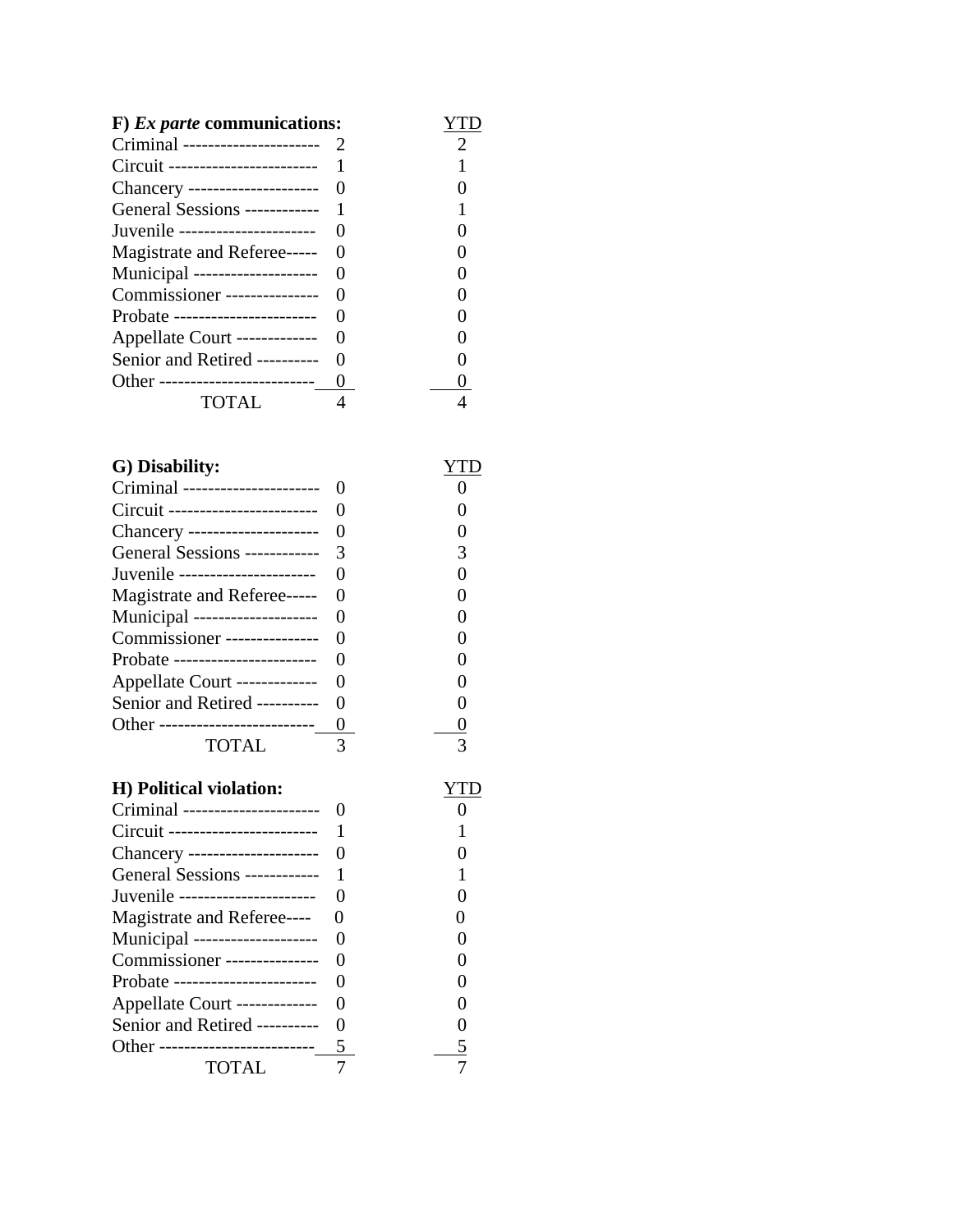**F) *Ex parte* communications:**

| | | YTD |
|---|---|---|
| Criminal | 2 | 2 |
| Circuit | 1 | 1 |
| Chancery | 0 | 0 |
| General Sessions | 1 | 1 |
| Juvenile | 0 | 0 |
| Magistrate and Referee | 0 | 0 |
| Municipal | 0 | 0 |
| Commissioner | 0 | 0 |
| Probate | 0 | 0 |
| Appellate Court | 0 | 0 |
| Senior and Retired | 0 | 0 |
| Other | 0 | 0 |
| TOTAL | 4 | 4 |

**G) Disability:**

| | | YTD |
|---|---|---|
| Criminal | 0 | 0 |
| Circuit | 0 | 0 |
| Chancery | 0 | 0 |
| General Sessions | 3 | 3 |
| Juvenile | 0 | 0 |
| Magistrate and Referee | 0 | 0 |
| Municipal | 0 | 0 |
| Commissioner | 0 | 0 |
| Probate | 0 | 0 |
| Appellate Court | 0 | 0 |
| Senior and Retired | 0 | 0 |
| Other | 0 | 0 |
| TOTAL | 3 | 3 |

**H) Political violation:**

| | | YTD |
|---|---|---|
| Criminal | 0 | 0 |
| Circuit | 1 | 1 |
| Chancery | 0 | 0 |
| General Sessions | 1 | 1 |
| Juvenile | 0 | 0 |
| Magistrate and Referee | 0 | 0 |
| Municipal | 0 | 0 |
| Commissioner | 0 | 0 |
| Probate | 0 | 0 |
| Appellate Court | 0 | 0 |
| Senior and Retired | 0 | 0 |
| Other | 5 | 5 |
| TOTAL | 7 | 7 |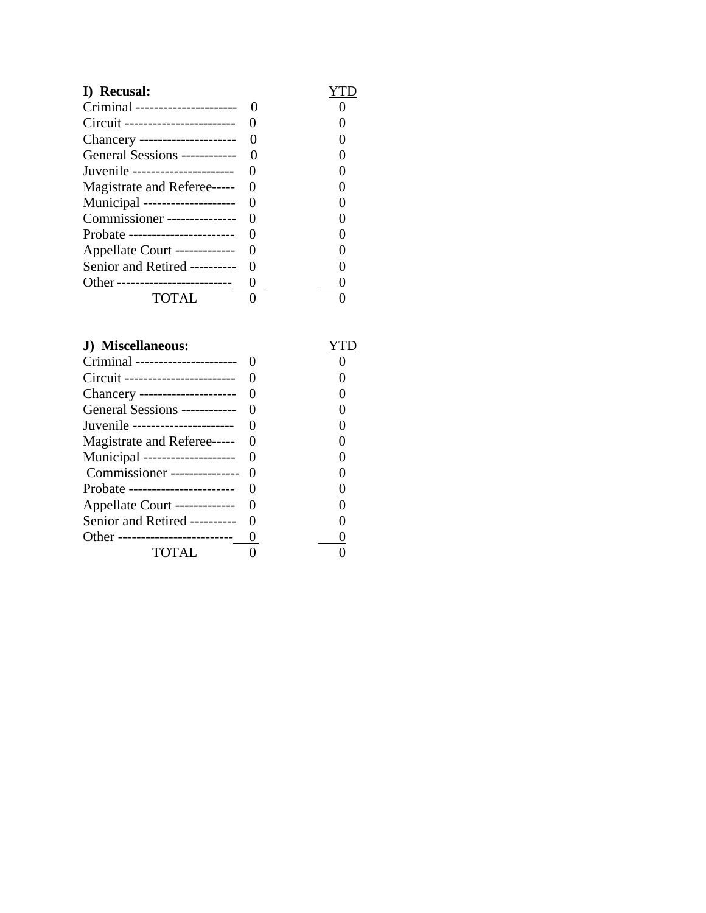**I) Recusal:**

| | | YTD |
|---|---|---|
| Criminal | 0 | 0 |
| Circuit | 0 | 0 |
| Chancery | 0 | 0 |
| General Sessions | 0 | 0 |
| Juvenile | 0 | 0 |
| Magistrate and Referee | 0 | 0 |
| Municipal | 0 | 0 |
| Commissioner | 0 | 0 |
| Probate | 0 | 0 |
| Appellate Court | 0 | 0 |
| Senior and Retired | 0 | 0 |
| Other | 0 | 0 |
| TOTAL | 0 | 0 |

**J) Miscellaneous:**

| | | YTD |
|---|---|---|
| Criminal | 0 | 0 |
| Circuit | 0 | 0 |
| Chancery | 0 | 0 |
| General Sessions | 0 | 0 |
| Juvenile | 0 | 0 |
| Magistrate and Referee | 0 | 0 |
| Municipal | 0 | 0 |
| Commissioner | 0 | 0 |
| Probate | 0 | 0 |
| Appellate Court | 0 | 0 |
| Senior and Retired | 0 | 0 |
| Other | 0 | 0 |
| TOTAL | 0 | 0 |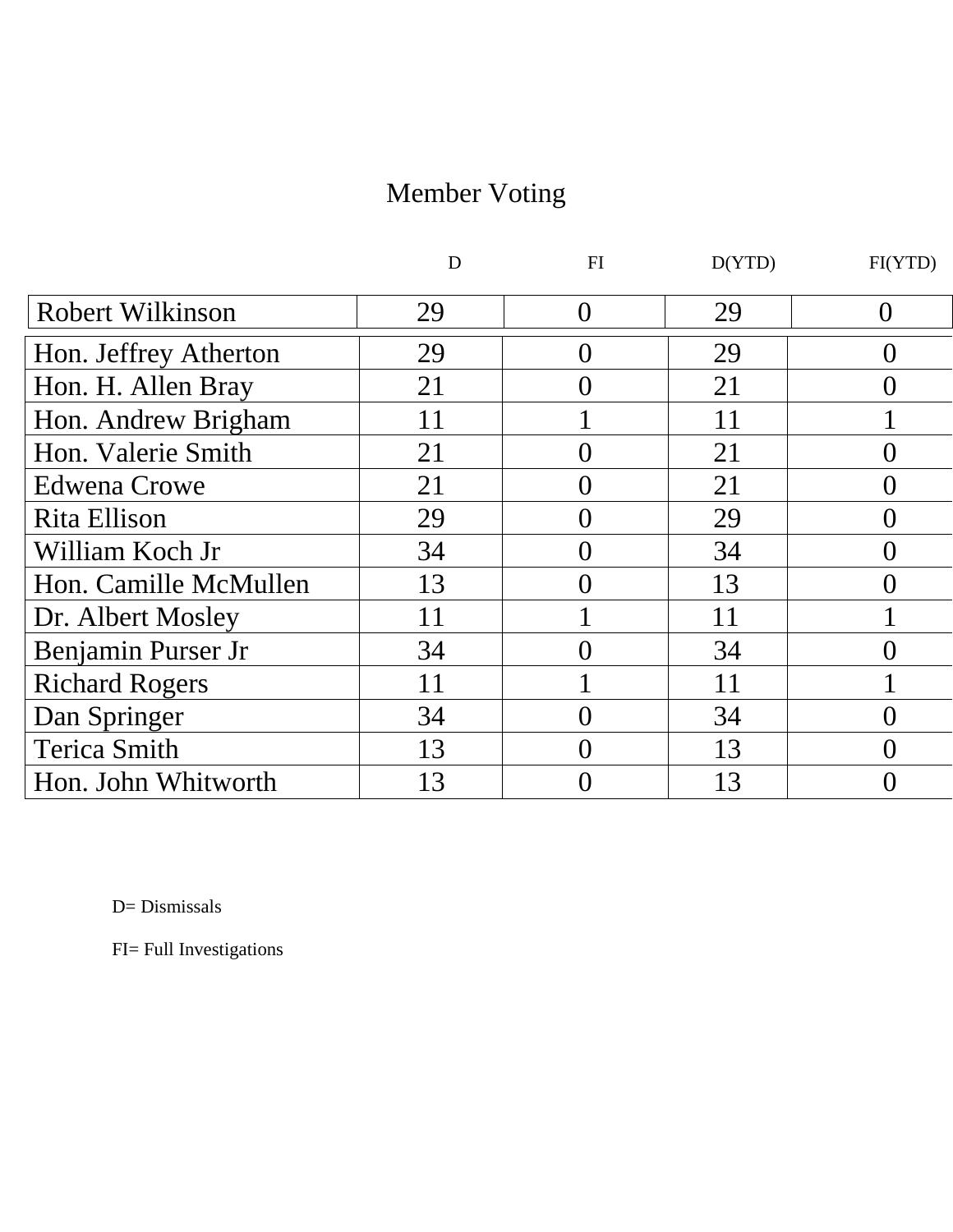# Member Voting

| | D | FI | D(YTD) | FI(YTD) |
|---|---|---|---|---|
| Robert Wilkinson | 29 | 0 | 29 | 0 |
| Hon. Jeffrey Atherton | 29 | 0 | 29 | 0 |
| Hon. H. Allen Bray | 21 | 0 | 21 | 0 |
| Hon. Andrew Brigham | 11 | 1 | 11 | 1 |
| Hon. Valerie Smith | 21 | 0 | 21 | 0 |
| Edwena Crowe | 21 | 0 | 21 | 0 |
| Rita Ellison | 29 | 0 | 29 | 0 |
| William Koch Jr | 34 | 0 | 34 | 0 |
| Hon. Camille McMullen | 13 | 0 | 13 | 0 |
| Dr. Albert Mosley | 11 | 1 | 11 | 1 |
| Benjamin Purser Jr | 34 | 0 | 34 | 0 |
| Richard Rogers | 11 | 1 | 11 | 1 |
| Dan Springer | 34 | 0 | 34 | 0 |
| Terica Smith | 13 | 0 | 13 | 0 |
| Hon. John Whitworth | 13 | 0 | 13 | 0 |

D= Dismissals

FI= Full Investigations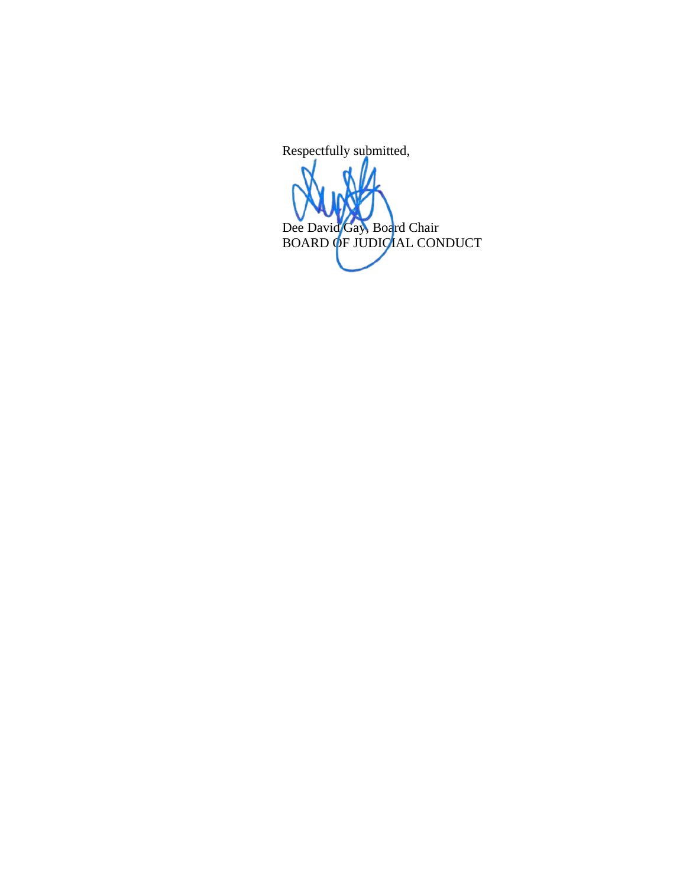Respectfully submitted,

Dee David Gay, Board Chair
BOARD OF JUDICIAL CONDUCT